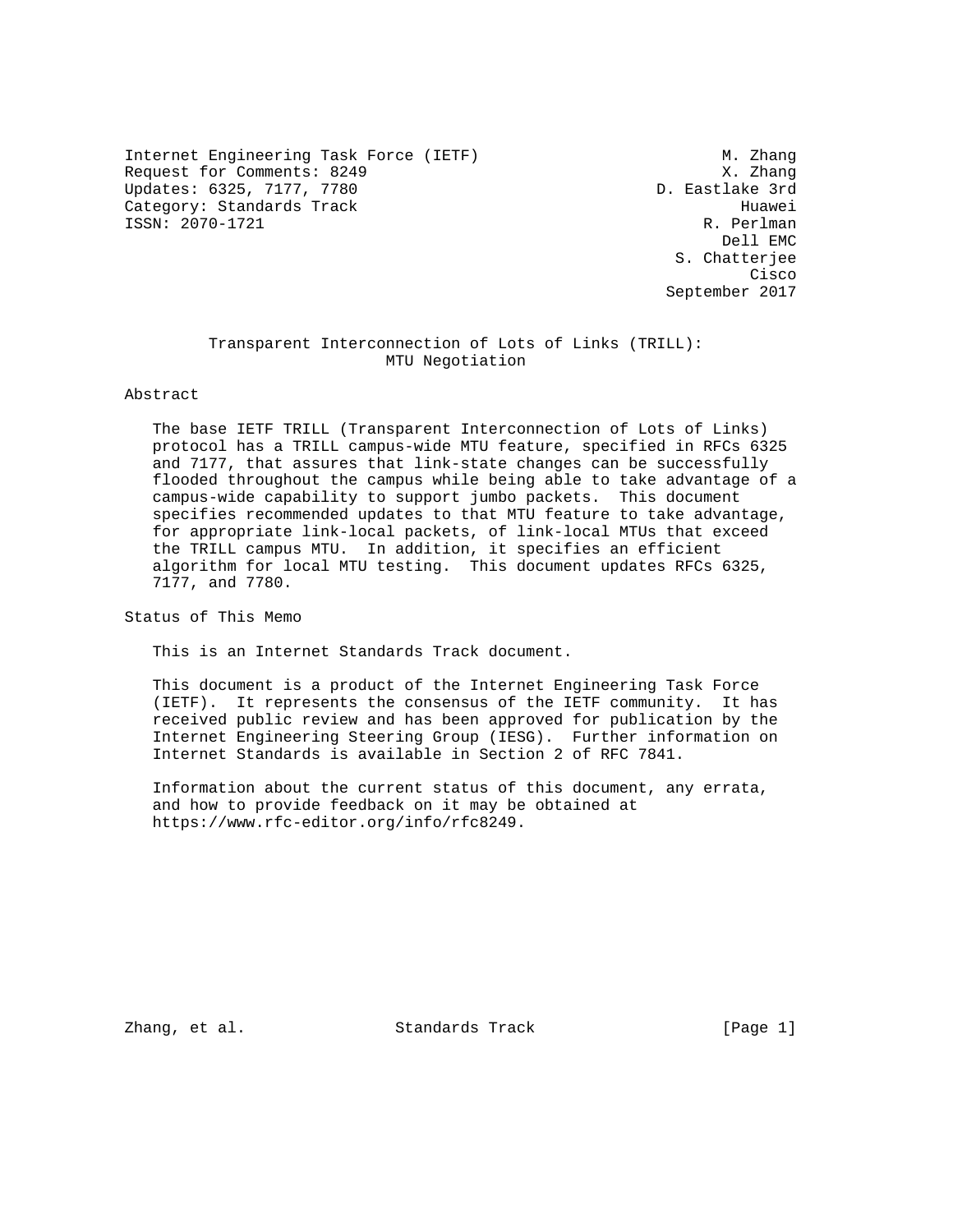Internet Engineering Task Force (IETF) — M. Zhang
Request for Comments: 8249 — X. Zhang
Updates: 6325, 7177, 7780 — D. Eastlake 3rd
Category: Standards Track — Huawei
ISSN: 2070-1721 — R. Perlman
Dell EMC
S. Chatterjee
Cisco
September 2017

# Transparent Interconnection of Lots of Links (TRILL): MTU Negotiation

## Abstract

The base IETF TRILL (Transparent Interconnection of Lots of Links) protocol has a TRILL campus-wide MTU feature, specified in RFCs 6325 and 7177, that assures that link-state changes can be successfully flooded throughout the campus while being able to take advantage of a campus-wide capability to support jumbo packets. This document specifies recommended updates to that MTU feature to take advantage, for appropriate link-local packets, of link-local MTUs that exceed the TRILL campus MTU. In addition, it specifies an efficient algorithm for local MTU testing. This document updates RFCs 6325, 7177, and 7780.

## Status of This Memo

This is an Internet Standards Track document.

This document is a product of the Internet Engineering Task Force (IETF). It represents the consensus of the IETF community. It has received public review and has been approved for publication by the Internet Engineering Steering Group (IESG). Further information on Internet Standards is available in Section 2 of RFC 7841.

Information about the current status of this document, any errata, and how to provide feedback on it may be obtained at https://www.rfc-editor.org/info/rfc8249.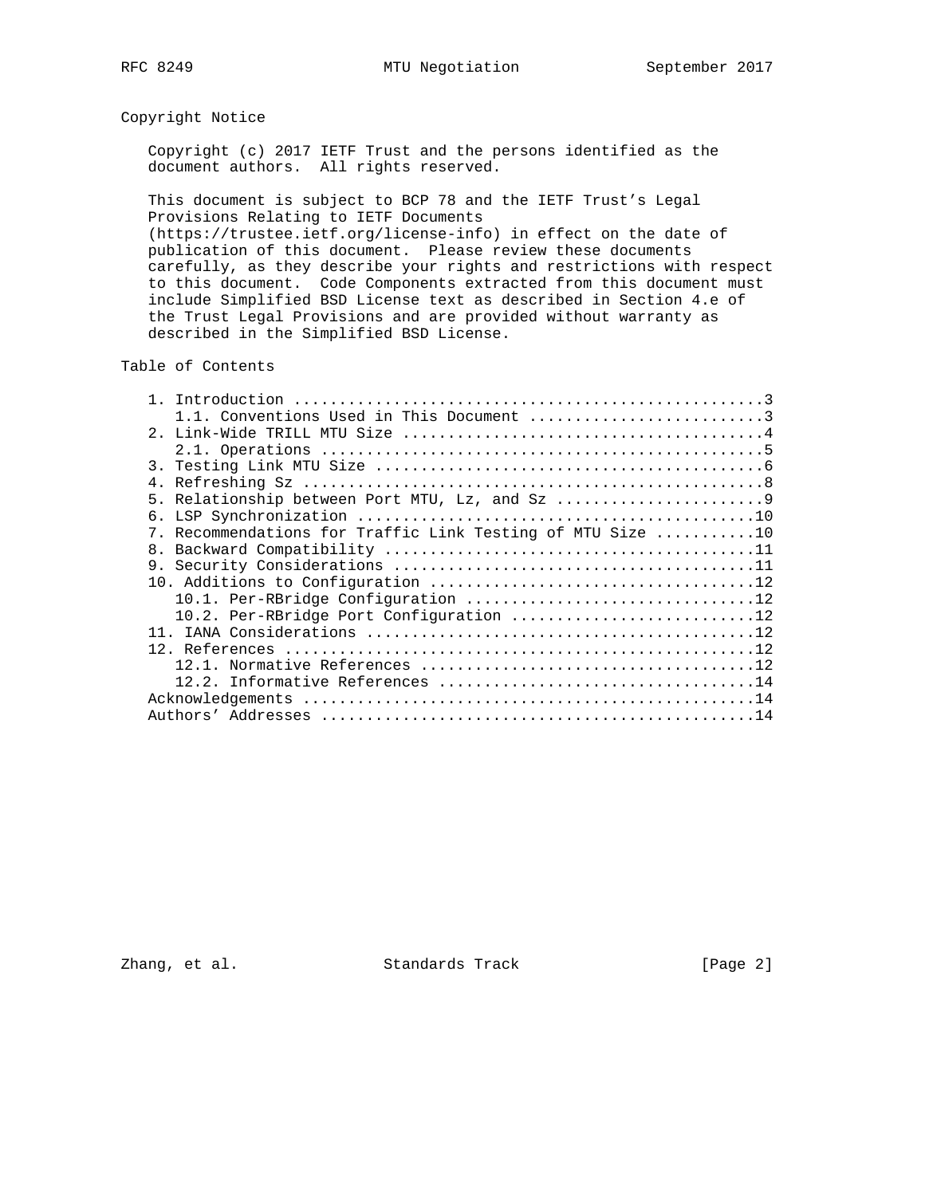## Copyright Notice

Copyright (c) 2017 IETF Trust and the persons identified as the document authors. All rights reserved.

This document is subject to BCP 78 and the IETF Trust's Legal Provisions Relating to IETF Documents (https://trustee.ietf.org/license-info) in effect on the date of publication of this document. Please review these documents carefully, as they describe your rights and restrictions with respect to this document. Code Components extracted from this document must include Simplified BSD License text as described in Section 4.e of the Trust Legal Provisions and are provided without warranty as described in the Simplified BSD License.

## Table of Contents

```
   1. Introduction ....................................................3
      1.1. Conventions Used in This Document ..........................3
   2. Link-Wide TRILL MTU Size ........................................4
      2.1. Operations .................................................5
   3. Testing Link MTU Size ...........................................6
   4. Refreshing Sz ...................................................8
   5. Relationship between Port MTU, Lz, and Sz .......................9
   6. LSP Synchronization ............................................10
   7. Recommendations for Traffic Link Testing of MTU Size ...........10
   8. Backward Compatibility .........................................11
   9. Security Considerations ........................................11
   10. Additions to Configuration ....................................12
      10.1. Per-RBridge Configuration ................................12
      10.2. Per-RBridge Port Configuration ...........................12
   11. IANA Considerations ...........................................12
   12. References ....................................................12
      12.1. Normative References .....................................12
      12.2. Informative References ...................................14
   Acknowledgements ..................................................14
   Authors' Addresses ................................................14
```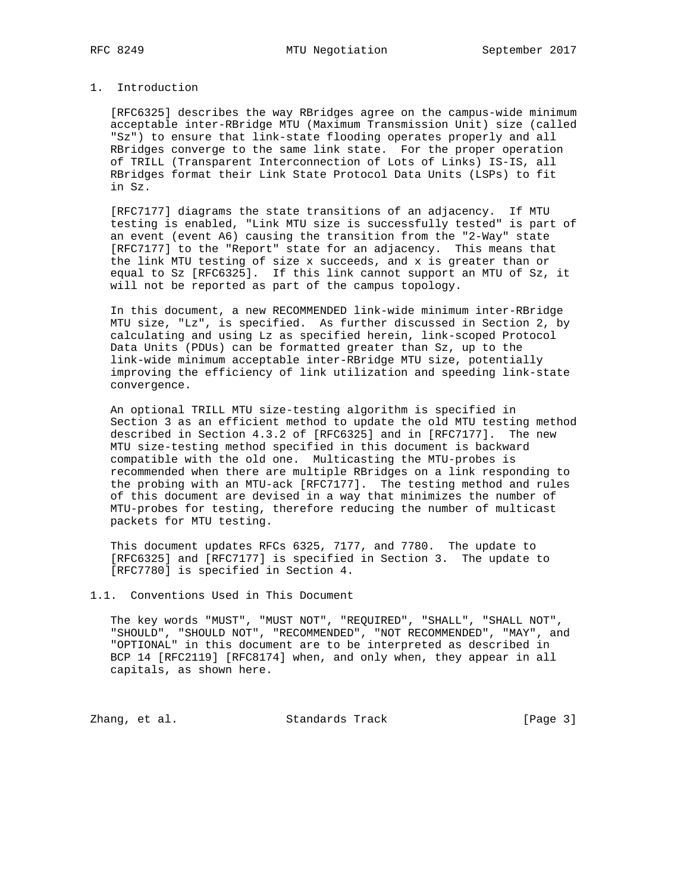# 1. Introduction

[RFC6325] describes the way RBridges agree on the campus-wide minimum acceptable inter-RBridge MTU (Maximum Transmission Unit) size (called "Sz") to ensure that link-state flooding operates properly and all RBridges converge to the same link state. For the proper operation of TRILL (Transparent Interconnection of Lots of Links) IS-IS, all RBridges format their Link State Protocol Data Units (LSPs) to fit in Sz.

[RFC7177] diagrams the state transitions of an adjacency. If MTU testing is enabled, "Link MTU size is successfully tested" is part of an event (event A6) causing the transition from the "2-Way" state [RFC7177] to the "Report" state for an adjacency. This means that the link MTU testing of size x succeeds, and x is greater than or equal to Sz [RFC6325]. If this link cannot support an MTU of Sz, it will not be reported as part of the campus topology.

In this document, a new RECOMMENDED link-wide minimum inter-RBridge MTU size, "Lz", is specified. As further discussed in Section 2, by calculating and using Lz as specified herein, link-scoped Protocol Data Units (PDUs) can be formatted greater than Sz, up to the link-wide minimum acceptable inter-RBridge MTU size, potentially improving the efficiency of link utilization and speeding link-state convergence.

An optional TRILL MTU size-testing algorithm is specified in Section 3 as an efficient method to update the old MTU testing method described in Section 4.3.2 of [RFC6325] and in [RFC7177]. The new MTU size-testing method specified in this document is backward compatible with the old one. Multicasting the MTU-probes is recommended when there are multiple RBridges on a link responding to the probing with an MTU-ack [RFC7177]. The testing method and rules of this document are devised in a way that minimizes the number of MTU-probes for testing, therefore reducing the number of multicast packets for MTU testing.

This document updates RFCs 6325, 7177, and 7780. The update to [RFC6325] and [RFC7177] is specified in Section 3. The update to [RFC7780] is specified in Section 4.

## 1.1. Conventions Used in This Document

The key words "MUST", "MUST NOT", "REQUIRED", "SHALL", "SHALL NOT", "SHOULD", "SHOULD NOT", "RECOMMENDED", "NOT RECOMMENDED", "MAY", and "OPTIONAL" in this document are to be interpreted as described in BCP 14 [RFC2119] [RFC8174] when, and only when, they appear in all capitals, as shown here.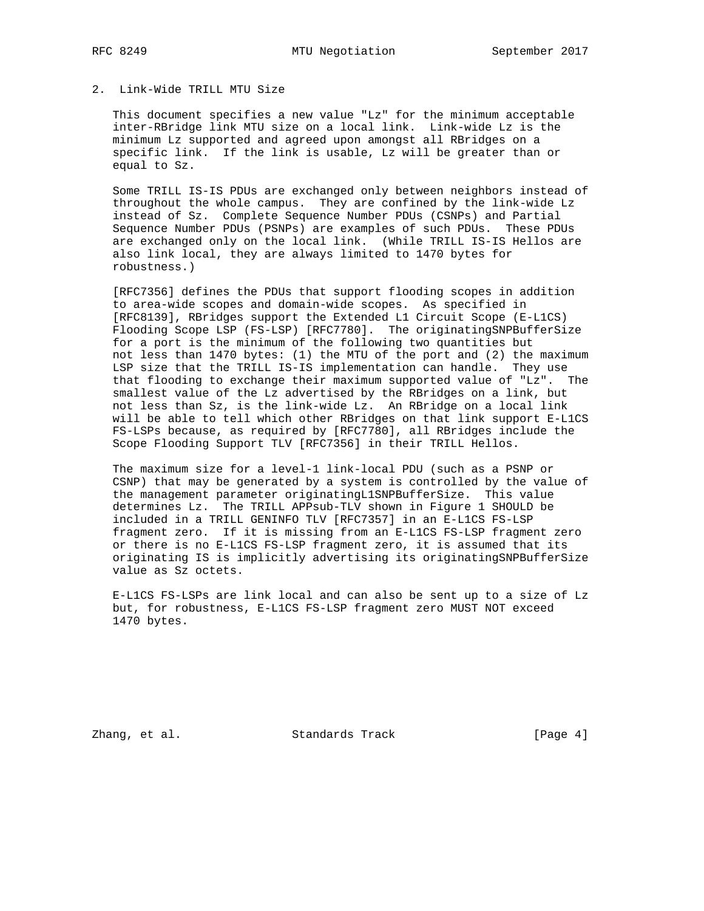## 2. Link-Wide TRILL MTU Size

This document specifies a new value "Lz" for the minimum acceptable inter-RBridge link MTU size on a local link. Link-wide Lz is the minimum Lz supported and agreed upon amongst all RBridges on a specific link. If the link is usable, Lz will be greater than or equal to Sz.

Some TRILL IS-IS PDUs are exchanged only between neighbors instead of throughout the whole campus. They are confined by the link-wide Lz instead of Sz. Complete Sequence Number PDUs (CSNPs) and Partial Sequence Number PDUs (PSNPs) are examples of such PDUs. These PDUs are exchanged only on the local link. (While TRILL IS-IS Hellos are also link local, they are always limited to 1470 bytes for robustness.)

[RFC7356] defines the PDUs that support flooding scopes in addition to area-wide scopes and domain-wide scopes. As specified in [RFC8139], RBridges support the Extended L1 Circuit Scope (E-L1CS) Flooding Scope LSP (FS-LSP) [RFC7780]. The originatingSNPBufferSize for a port is the minimum of the following two quantities but not less than 1470 bytes: (1) the MTU of the port and (2) the maximum LSP size that the TRILL IS-IS implementation can handle. They use that flooding to exchange their maximum supported value of "Lz". The smallest value of the Lz advertised by the RBridges on a link, but not less than Sz, is the link-wide Lz. An RBridge on a local link will be able to tell which other RBridges on that link support E-L1CS FS-LSPs because, as required by [RFC7780], all RBridges include the Scope Flooding Support TLV [RFC7356] in their TRILL Hellos.

The maximum size for a level-1 link-local PDU (such as a PSNP or CSNP) that may be generated by a system is controlled by the value of the management parameter originatingL1SNPBufferSize. This value determines Lz. The TRILL APPsub-TLV shown in Figure 1 SHOULD be included in a TRILL GENINFO TLV [RFC7357] in an E-L1CS FS-LSP fragment zero. If it is missing from an E-L1CS FS-LSP fragment zero or there is no E-L1CS FS-LSP fragment zero, it is assumed that its originating IS is implicitly advertising its originatingSNPBufferSize value as Sz octets.

E-L1CS FS-LSPs are link local and can also be sent up to a size of Lz but, for robustness, E-L1CS FS-LSP fragment zero MUST NOT exceed 1470 bytes.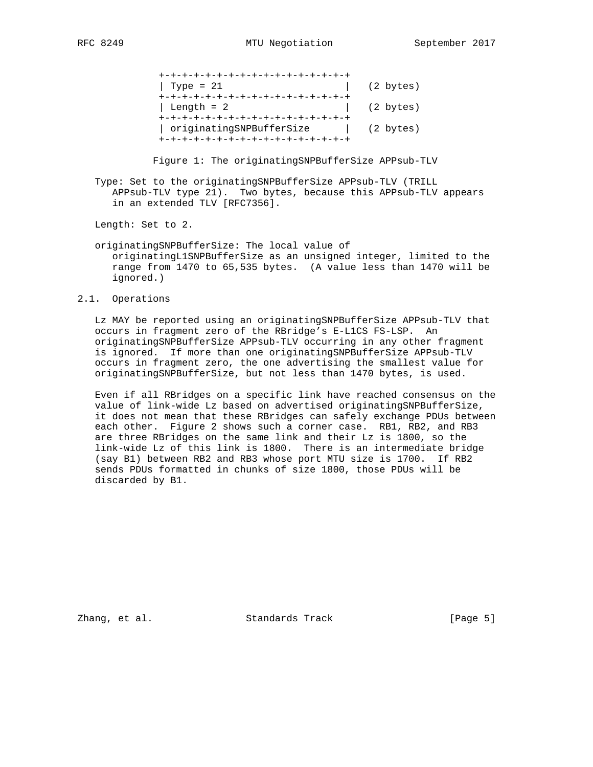```
 +-+-+-+-+-+-+-+-+-+-+-+-+-+-+-+-+
 | Type = 21                     |   (2 bytes)
 +-+-+-+-+-+-+-+-+-+-+-+-+-+-+-+-+
 | Length = 2                    |   (2 bytes)
 +-+-+-+-+-+-+-+-+-+-+-+-+-+-+-+-+
 | originatingSNPBufferSize      |   (2 bytes)
 +-+-+-+-+-+-+-+-+-+-+-+-+-+-+-+-+
```

Figure 1: The originatingSNPBufferSize APPsub-TLV

Type: Set to the originatingSNPBufferSize APPsub-TLV (TRILL APPsub-TLV type 21). Two bytes, because this APPsub-TLV appears in an extended TLV [RFC7356].

Length: Set to 2.

originatingSNPBufferSize: The local value of originatingL1SNPBufferSize as an unsigned integer, limited to the range from 1470 to 65,535 bytes. (A value less than 1470 will be ignored.)

## 2.1. Operations

Lz MAY be reported using an originatingSNPBufferSize APPsub-TLV that occurs in fragment zero of the RBridge's E-L1CS FS-LSP. An originatingSNPBufferSize APPsub-TLV occurring in any other fragment is ignored. If more than one originatingSNPBufferSize APPsub-TLV occurs in fragment zero, the one advertising the smallest value for originatingSNPBufferSize, but not less than 1470 bytes, is used.

Even if all RBridges on a specific link have reached consensus on the value of link-wide Lz based on advertised originatingSNPBufferSize, it does not mean that these RBridges can safely exchange PDUs between each other. Figure 2 shows such a corner case. RB1, RB2, and RB3 are three RBridges on the same link and their Lz is 1800, so the link-wide Lz of this link is 1800. There is an intermediate bridge (say B1) between RB2 and RB3 whose port MTU size is 1700. If RB2 sends PDUs formatted in chunks of size 1800, those PDUs will be discarded by B1.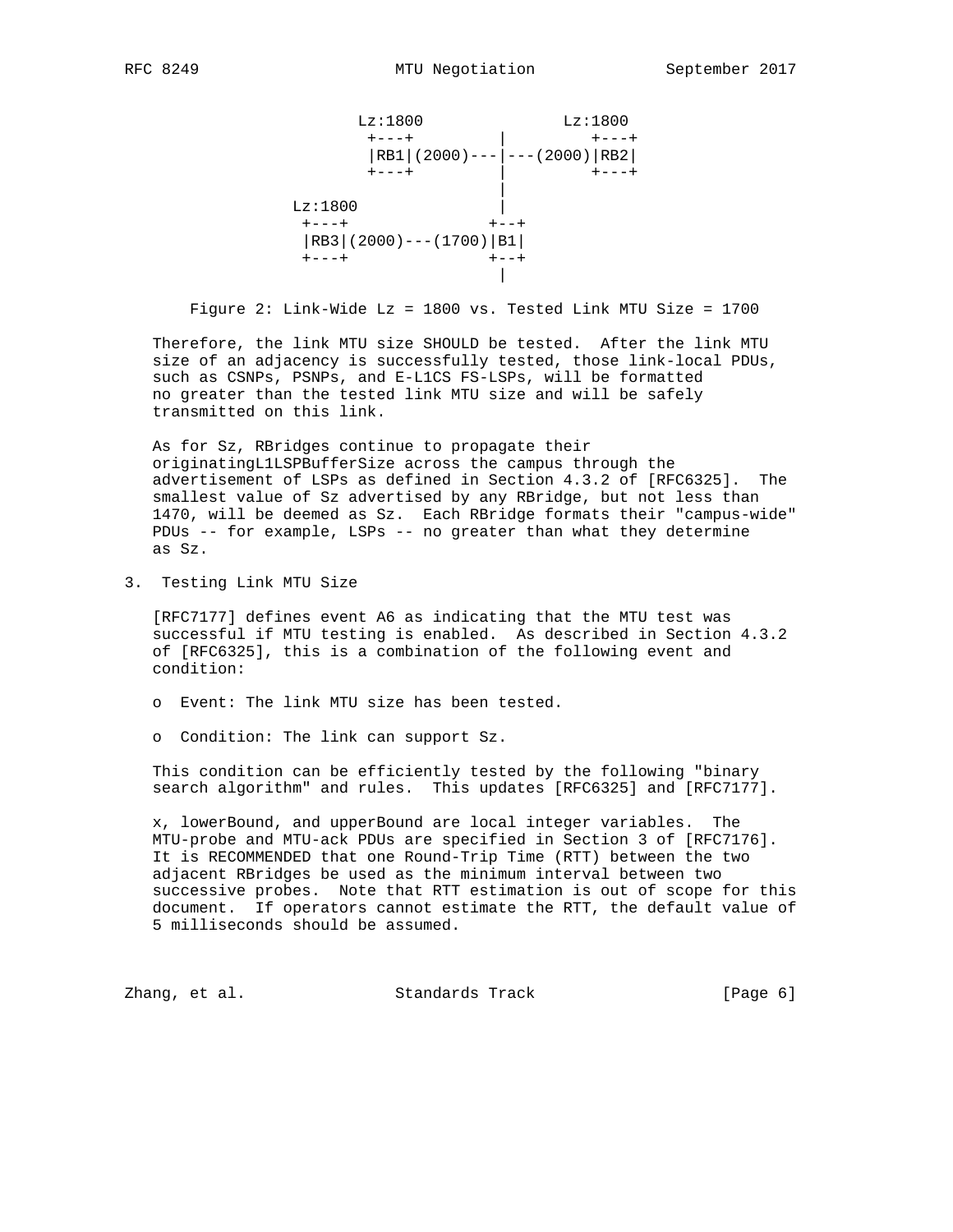```
                    Lz:1800              Lz:1800
                     +---+         |         +---+
                     |RB1|(2000)---|---(2000)|RB2|
                     +---+         |         +---+
                                   |
               Lz:1800             |
                +---+              +--+
                |RB3|(2000)---(1700)|B1|
                +---+              +--+
                                   |
```

Figure 2: Link-Wide Lz = 1800 vs. Tested Link MTU Size = 1700

Therefore, the link MTU size SHOULD be tested. After the link MTU size of an adjacency is successfully tested, those link-local PDUs, such as CSNPs, PSNPs, and E-L1CS FS-LSPs, will be formatted no greater than the tested link MTU size and will be safely transmitted on this link.

As for Sz, RBridges continue to propagate their originatingL1LSPBufferSize across the campus through the advertisement of LSPs as defined in Section 4.3.2 of [RFC6325]. The smallest value of Sz advertised by any RBridge, but not less than 1470, will be deemed as Sz. Each RBridge formats their "campus-wide" PDUs -- for example, LSPs -- no greater than what they determine as Sz.

## 3. Testing Link MTU Size

[RFC7177] defines event A6 as indicating that the MTU test was successful if MTU testing is enabled. As described in Section 4.3.2 of [RFC6325], this is a combination of the following event and condition:

- Event: The link MTU size has been tested.
- Condition: The link can support Sz.

This condition can be efficiently tested by the following "binary search algorithm" and rules. This updates [RFC6325] and [RFC7177].

x, lowerBound, and upperBound are local integer variables. The MTU-probe and MTU-ack PDUs are specified in Section 3 of [RFC7176]. It is RECOMMENDED that one Round-Trip Time (RTT) between the two adjacent RBridges be used as the minimum interval between two successive probes. Note that RTT estimation is out of scope for this document. If operators cannot estimate the RTT, the default value of 5 milliseconds should be assumed.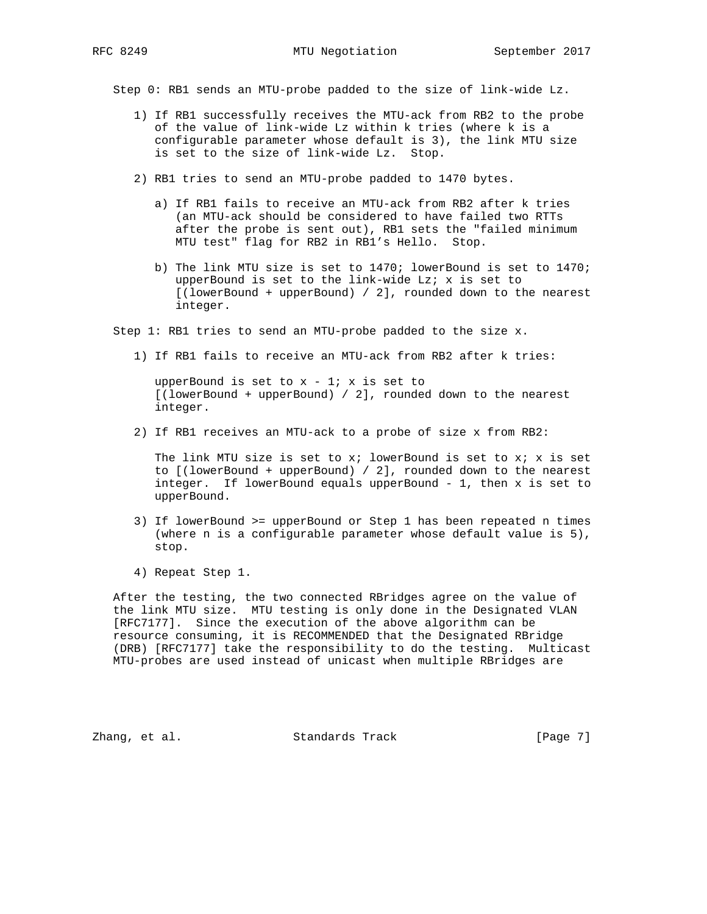Step 0: RB1 sends an MTU-probe padded to the size of link-wide Lz.

1) If RB1 successfully receives the MTU-ack from RB2 to the probe of the value of link-wide Lz within k tries (where k is a configurable parameter whose default is 3), the link MTU size is set to the size of link-wide Lz. Stop.

2) RB1 tries to send an MTU-probe padded to 1470 bytes.

   a) If RB1 fails to receive an MTU-ack from RB2 after k tries (an MTU-ack should be considered to have failed two RTTs after the probe is sent out), RB1 sets the "failed minimum MTU test" flag for RB2 in RB1's Hello. Stop.

   b) The link MTU size is set to 1470; lowerBound is set to 1470; upperBound is set to the link-wide Lz; x is set to [(lowerBound + upperBound) / 2], rounded down to the nearest integer.

Step 1: RB1 tries to send an MTU-probe padded to the size x.

1) If RB1 fails to receive an MTU-ack from RB2 after k tries:

   upperBound is set to x - 1; x is set to [(lowerBound + upperBound) / 2], rounded down to the nearest integer.

2) If RB1 receives an MTU-ack to a probe of size x from RB2:

   The link MTU size is set to x; lowerBound is set to x; x is set to [(lowerBound + upperBound) / 2], rounded down to the nearest integer. If lowerBound equals upperBound - 1, then x is set to upperBound.

3) If lowerBound >= upperBound or Step 1 has been repeated n times (where n is a configurable parameter whose default value is 5), stop.

4) Repeat Step 1.

After the testing, the two connected RBridges agree on the value of the link MTU size. MTU testing is only done in the Designated VLAN [RFC7177]. Since the execution of the above algorithm can be resource consuming, it is RECOMMENDED that the Designated RBridge (DRB) [RFC7177] take the responsibility to do the testing. Multicast MTU-probes are used instead of unicast when multiple RBridges are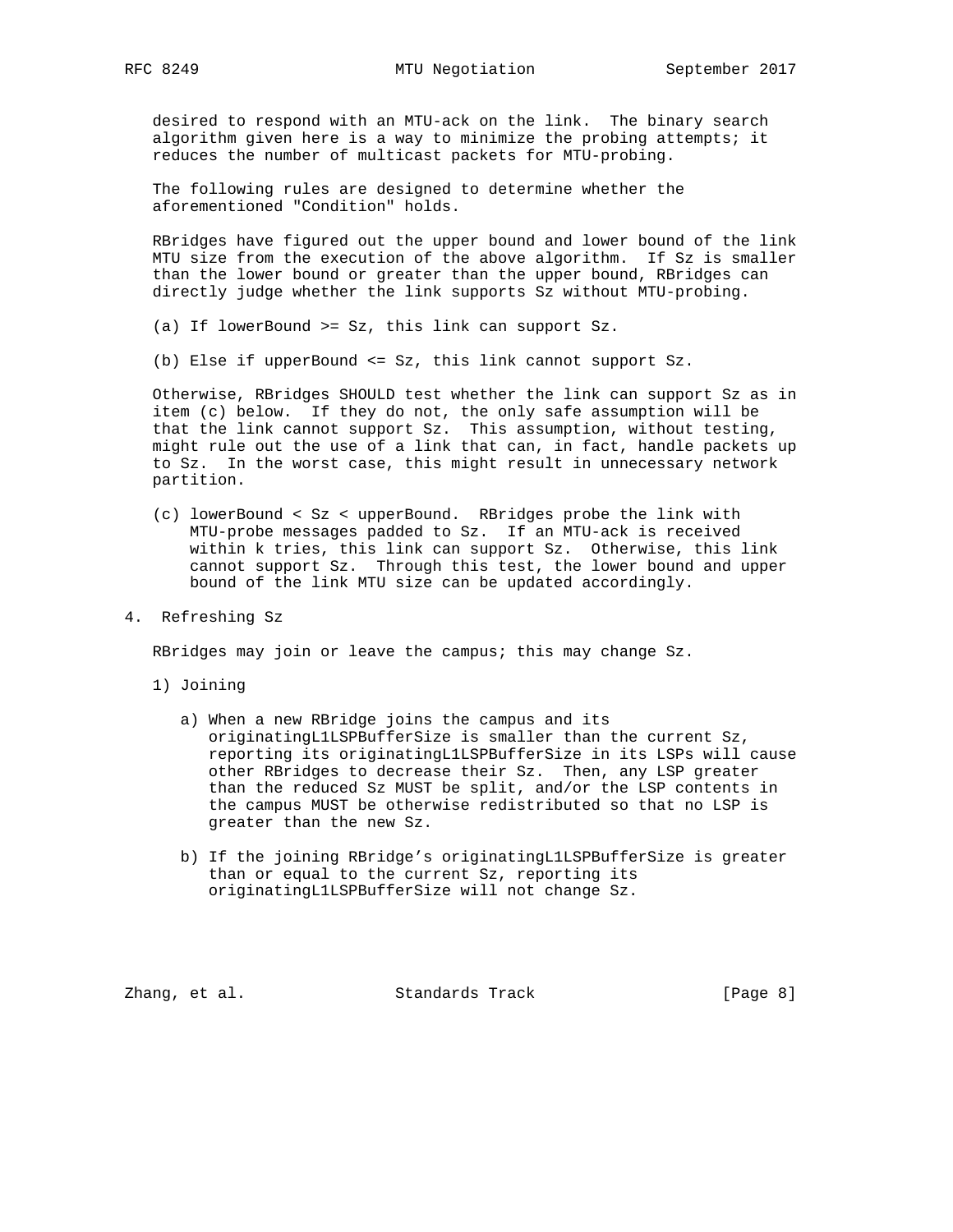desired to respond with an MTU-ack on the link. The binary search algorithm given here is a way to minimize the probing attempts; it reduces the number of multicast packets for MTU-probing.

The following rules are designed to determine whether the aforementioned "Condition" holds.

RBridges have figured out the upper bound and lower bound of the link MTU size from the execution of the above algorithm. If Sz is smaller than the lower bound or greater than the upper bound, RBridges can directly judge whether the link supports Sz without MTU-probing.

(a) If lowerBound >= Sz, this link can support Sz.

(b) Else if upperBound <= Sz, this link cannot support Sz.

Otherwise, RBridges SHOULD test whether the link can support Sz as in item (c) below. If they do not, the only safe assumption will be that the link cannot support Sz. This assumption, without testing, might rule out the use of a link that can, in fact, handle packets up to Sz. In the worst case, this might result in unnecessary network partition.

(c) lowerBound < Sz < upperBound. RBridges probe the link with MTU-probe messages padded to Sz. If an MTU-ack is received within k tries, this link can support Sz. Otherwise, this link cannot support Sz. Through this test, the lower bound and upper bound of the link MTU size can be updated accordingly.

## 4. Refreshing Sz

RBridges may join or leave the campus; this may change Sz.

1) Joining

   a) When a new RBridge joins the campus and its originatingL1LSPBufferSize is smaller than the current Sz, reporting its originatingL1LSPBufferSize in its LSPs will cause other RBridges to decrease their Sz. Then, any LSP greater than the reduced Sz MUST be split, and/or the LSP contents in the campus MUST be otherwise redistributed so that no LSP is greater than the new Sz.

   b) If the joining RBridge's originatingL1LSPBufferSize is greater than or equal to the current Sz, reporting its originatingL1LSPBufferSize will not change Sz.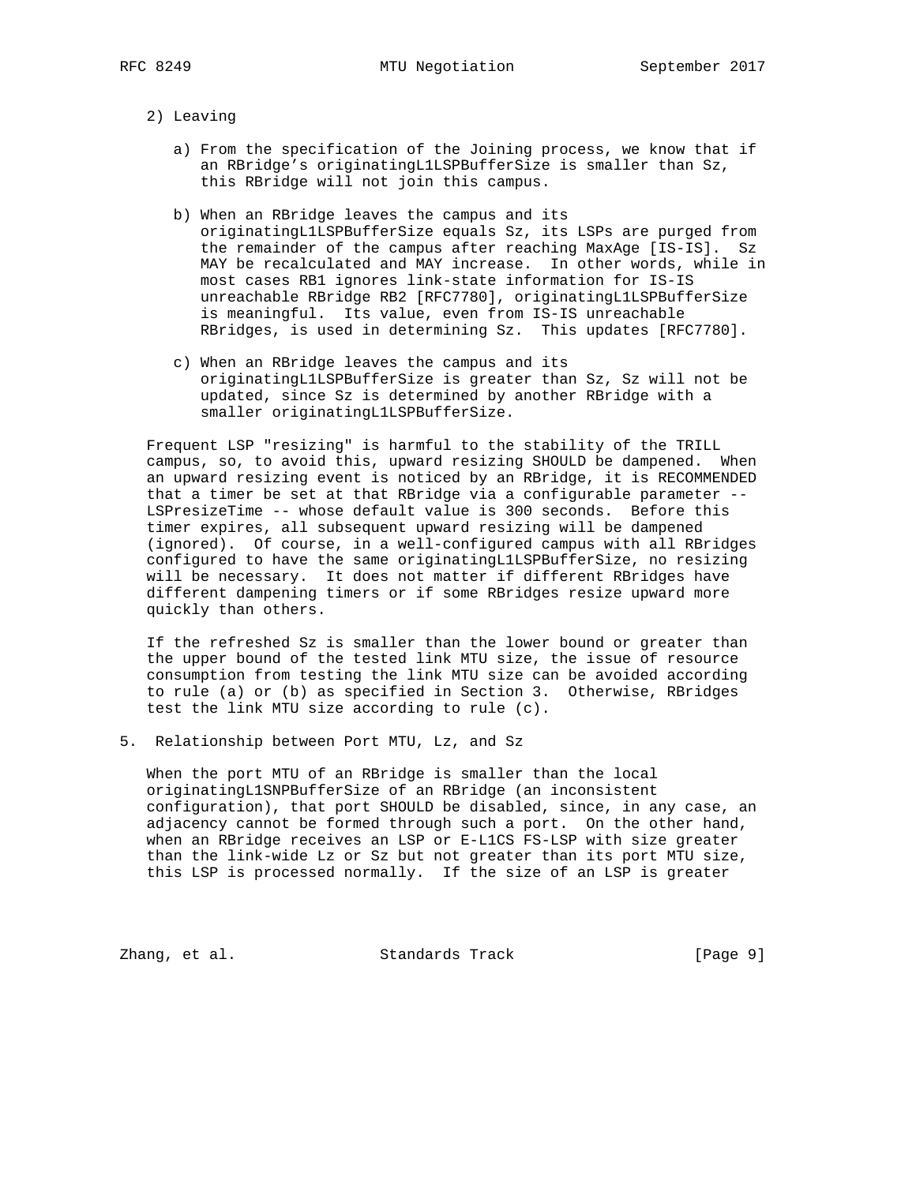2) Leaving

   a) From the specification of the Joining process, we know that if an RBridge's originatingL1LSPBufferSize is smaller than Sz, this RBridge will not join this campus.

   b) When an RBridge leaves the campus and its originatingL1LSPBufferSize equals Sz, its LSPs are purged from the remainder of the campus after reaching MaxAge [IS-IS]. Sz MAY be recalculated and MAY increase. In other words, while in most cases RB1 ignores link-state information for IS-IS unreachable RBridge RB2 [RFC7780], originatingL1LSPBufferSize is meaningful. Its value, even from IS-IS unreachable RBridges, is used in determining Sz. This updates [RFC7780].

   c) When an RBridge leaves the campus and its originatingL1LSPBufferSize is greater than Sz, Sz will not be updated, since Sz is determined by another RBridge with a smaller originatingL1LSPBufferSize.

Frequent LSP "resizing" is harmful to the stability of the TRILL campus, so, to avoid this, upward resizing SHOULD be dampened. When an upward resizing event is noticed by an RBridge, it is RECOMMENDED that a timer be set at that RBridge via a configurable parameter -- LSPresizeTime -- whose default value is 300 seconds. Before this timer expires, all subsequent upward resizing will be dampened (ignored). Of course, in a well-configured campus with all RBridges configured to have the same originatingL1LSPBufferSize, no resizing will be necessary. It does not matter if different RBridges have different dampening timers or if some RBridges resize upward more quickly than others.

If the refreshed Sz is smaller than the lower bound or greater than the upper bound of the tested link MTU size, the issue of resource consumption from testing the link MTU size can be avoided according to rule (a) or (b) as specified in Section 3. Otherwise, RBridges test the link MTU size according to rule (c).

## 5. Relationship between Port MTU, Lz, and Sz

When the port MTU of an RBridge is smaller than the local originatingL1SNPBufferSize of an RBridge (an inconsistent configuration), that port SHOULD be disabled, since, in any case, an adjacency cannot be formed through such a port. On the other hand, when an RBridge receives an LSP or E-L1CS FS-LSP with size greater than the link-wide Lz or Sz but not greater than its port MTU size, this LSP is processed normally. If the size of an LSP is greater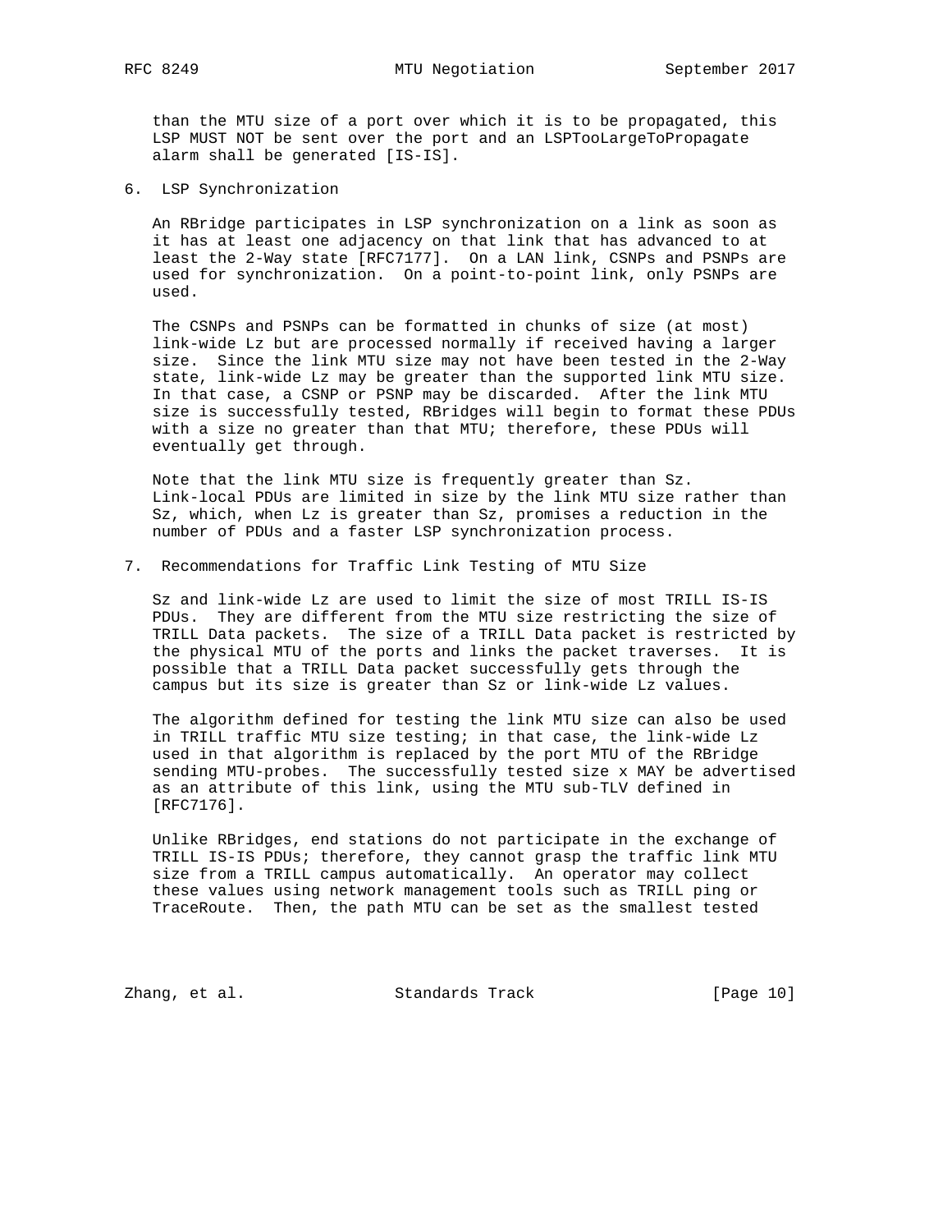than the MTU size of a port over which it is to be propagated, this LSP MUST NOT be sent over the port and an LSPTooLargeToPropagate alarm shall be generated [IS-IS].

## 6. LSP Synchronization

An RBridge participates in LSP synchronization on a link as soon as it has at least one adjacency on that link that has advanced to at least the 2-Way state [RFC7177]. On a LAN link, CSNPs and PSNPs are used for synchronization. On a point-to-point link, only PSNPs are used.

The CSNPs and PSNPs can be formatted in chunks of size (at most) link-wide Lz but are processed normally if received having a larger size. Since the link MTU size may not have been tested in the 2-Way state, link-wide Lz may be greater than the supported link MTU size. In that case, a CSNP or PSNP may be discarded. After the link MTU size is successfully tested, RBridges will begin to format these PDUs with a size no greater than that MTU; therefore, these PDUs will eventually get through.

Note that the link MTU size is frequently greater than Sz. Link-local PDUs are limited in size by the link MTU size rather than Sz, which, when Lz is greater than Sz, promises a reduction in the number of PDUs and a faster LSP synchronization process.

## 7. Recommendations for Traffic Link Testing of MTU Size

Sz and link-wide Lz are used to limit the size of most TRILL IS-IS PDUs. They are different from the MTU size restricting the size of TRILL Data packets. The size of a TRILL Data packet is restricted by the physical MTU of the ports and links the packet traverses. It is possible that a TRILL Data packet successfully gets through the campus but its size is greater than Sz or link-wide Lz values.

The algorithm defined for testing the link MTU size can also be used in TRILL traffic MTU size testing; in that case, the link-wide Lz used in that algorithm is replaced by the port MTU of the RBridge sending MTU-probes. The successfully tested size x MAY be advertised as an attribute of this link, using the MTU sub-TLV defined in [RFC7176].

Unlike RBridges, end stations do not participate in the exchange of TRILL IS-IS PDUs; therefore, they cannot grasp the traffic link MTU size from a TRILL campus automatically. An operator may collect these values using network management tools such as TRILL ping or TraceRoute. Then, the path MTU can be set as the smallest tested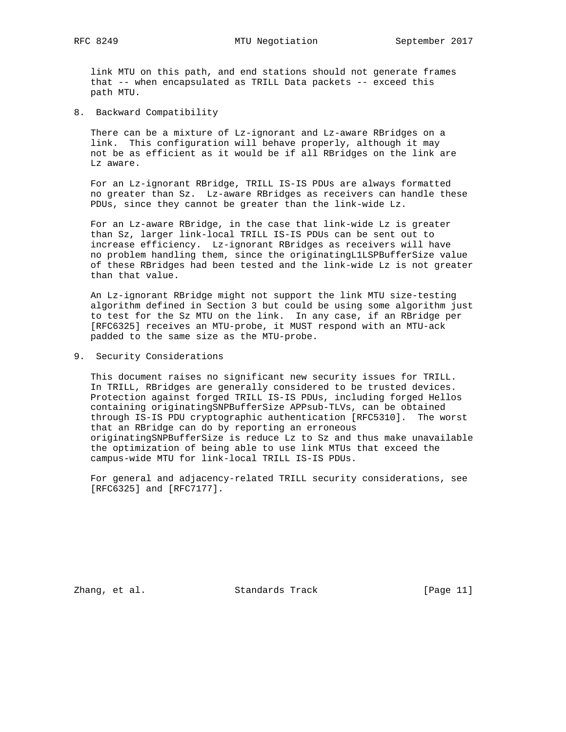link MTU on this path, and end stations should not generate frames that -- when encapsulated as TRILL Data packets -- exceed this path MTU.

## 8. Backward Compatibility

There can be a mixture of Lz-ignorant and Lz-aware RBridges on a link. This configuration will behave properly, although it may not be as efficient as it would be if all RBridges on the link are Lz aware.

For an Lz-ignorant RBridge, TRILL IS-IS PDUs are always formatted no greater than Sz. Lz-aware RBridges as receivers can handle these PDUs, since they cannot be greater than the link-wide Lz.

For an Lz-aware RBridge, in the case that link-wide Lz is greater than Sz, larger link-local TRILL IS-IS PDUs can be sent out to increase efficiency. Lz-ignorant RBridges as receivers will have no problem handling them, since the originatingL1LSPBufferSize value of these RBridges had been tested and the link-wide Lz is not greater than that value.

An Lz-ignorant RBridge might not support the link MTU size-testing algorithm defined in Section 3 but could be using some algorithm just to test for the Sz MTU on the link. In any case, if an RBridge per [RFC6325] receives an MTU-probe, it MUST respond with an MTU-ack padded to the same size as the MTU-probe.

## 9. Security Considerations

This document raises no significant new security issues for TRILL. In TRILL, RBridges are generally considered to be trusted devices. Protection against forged TRILL IS-IS PDUs, including forged Hellos containing originatingSNPBufferSize APPsub-TLVs, can be obtained through IS-IS PDU cryptographic authentication [RFC5310]. The worst that an RBridge can do by reporting an erroneous originatingSNPBufferSize is reduce Lz to Sz and thus make unavailable the optimization of being able to use link MTUs that exceed the campus-wide MTU for link-local TRILL IS-IS PDUs.

For general and adjacency-related TRILL security considerations, see [RFC6325] and [RFC7177].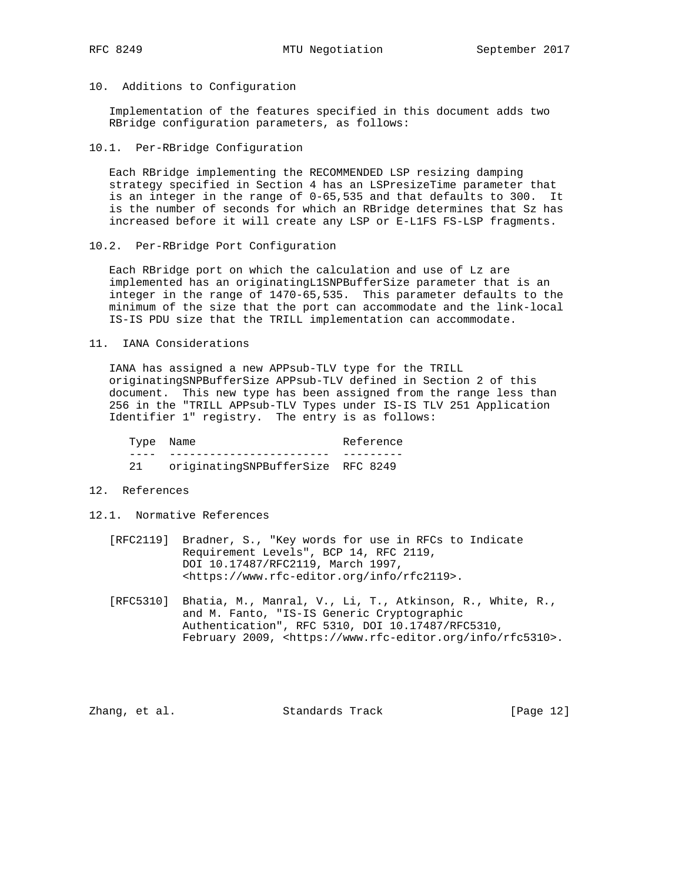# 10. Additions to Configuration

Implementation of the features specified in this document adds two RBridge configuration parameters, as follows:

## 10.1. Per-RBridge Configuration

Each RBridge implementing the RECOMMENDED LSP resizing damping strategy specified in Section 4 has an LSPresizeTime parameter that is an integer in the range of 0-65,535 and that defaults to 300. It is the number of seconds for which an RBridge determines that Sz has increased before it will create any LSP or E-L1FS FS-LSP fragments.

## 10.2. Per-RBridge Port Configuration

Each RBridge port on which the calculation and use of Lz are implemented has an originatingL1SNPBufferSize parameter that is an integer in the range of 1470-65,535. This parameter defaults to the minimum of the size that the port can accommodate and the link-local IS-IS PDU size that the TRILL implementation can accommodate.

# 11. IANA Considerations

IANA has assigned a new APPsub-TLV type for the TRILL originatingSNPBufferSize APPsub-TLV defined in Section 2 of this document. This new type has been assigned from the range less than 256 in the "TRILL APPsub-TLV Types under IS-IS TLV 251 Application Identifier 1" registry. The entry is as follows:

| Type | Name | Reference |
|---|---|---|
| 21 | originatingSNPBufferSize | RFC 8249 |

# 12. References

## 12.1. Normative References

[RFC2119] Bradner, S., "Key words for use in RFCs to Indicate Requirement Levels", BCP 14, RFC 2119, DOI 10.17487/RFC2119, March 1997, <https://www.rfc-editor.org/info/rfc2119>.

[RFC5310] Bhatia, M., Manral, V., Li, T., Atkinson, R., White, R., and M. Fanto, "IS-IS Generic Cryptographic Authentication", RFC 5310, DOI 10.17487/RFC5310, February 2009, <https://www.rfc-editor.org/info/rfc5310>.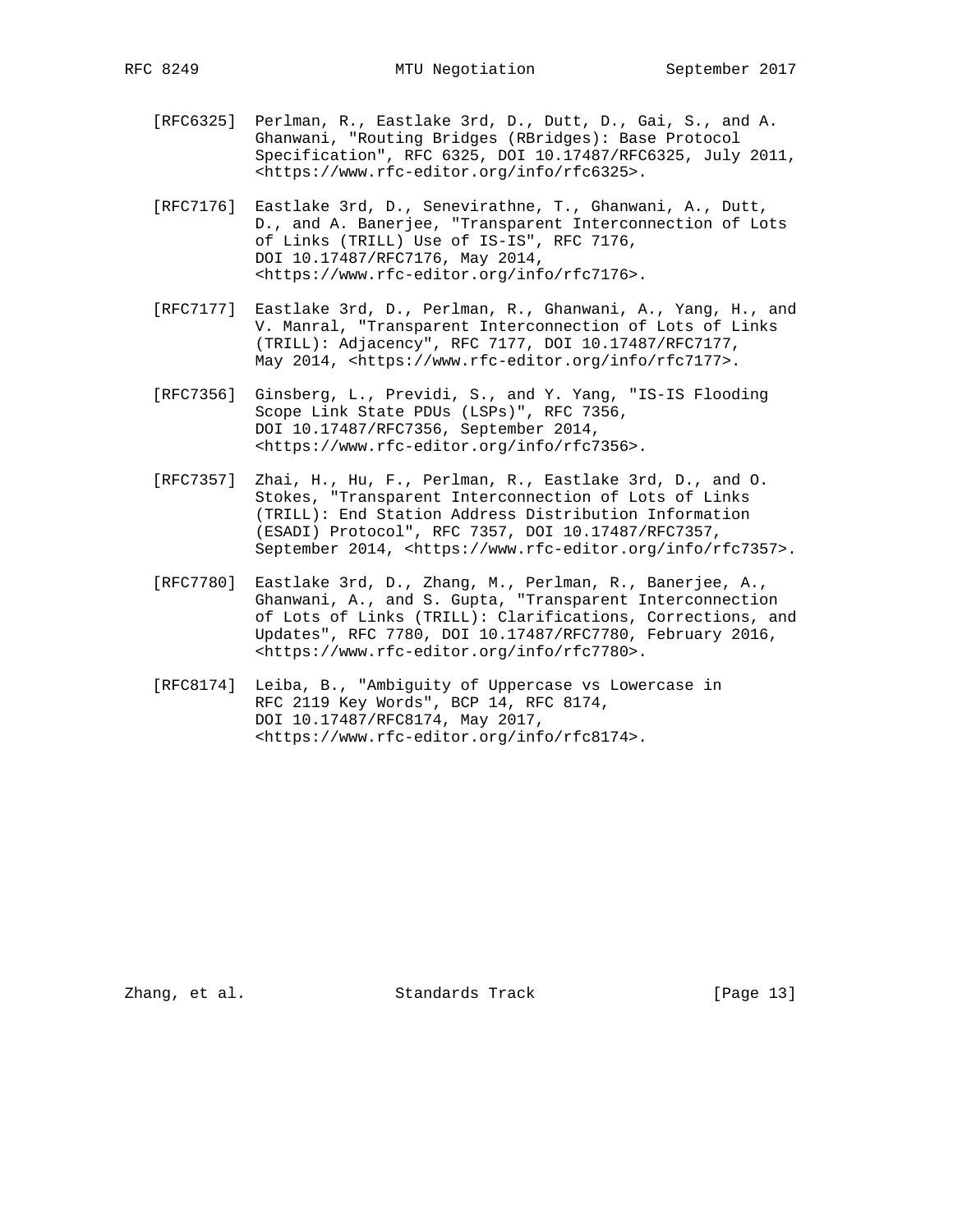[RFC6325] Perlman, R., Eastlake 3rd, D., Dutt, D., Gai, S., and A. Ghanwani, "Routing Bridges (RBridges): Base Protocol Specification", RFC 6325, DOI 10.17487/RFC6325, July 2011, <https://www.rfc-editor.org/info/rfc6325>.

[RFC7176] Eastlake 3rd, D., Senevirathne, T., Ghanwani, A., Dutt, D., and A. Banerjee, "Transparent Interconnection of Lots of Links (TRILL) Use of IS-IS", RFC 7176, DOI 10.17487/RFC7176, May 2014, <https://www.rfc-editor.org/info/rfc7176>.

[RFC7177] Eastlake 3rd, D., Perlman, R., Ghanwani, A., Yang, H., and V. Manral, "Transparent Interconnection of Lots of Links (TRILL): Adjacency", RFC 7177, DOI 10.17487/RFC7177, May 2014, <https://www.rfc-editor.org/info/rfc7177>.

[RFC7356] Ginsberg, L., Previdi, S., and Y. Yang, "IS-IS Flooding Scope Link State PDUs (LSPs)", RFC 7356, DOI 10.17487/RFC7356, September 2014, <https://www.rfc-editor.org/info/rfc7356>.

[RFC7357] Zhai, H., Hu, F., Perlman, R., Eastlake 3rd, D., and O. Stokes, "Transparent Interconnection of Lots of Links (TRILL): End Station Address Distribution Information (ESADI) Protocol", RFC 7357, DOI 10.17487/RFC7357, September 2014, <https://www.rfc-editor.org/info/rfc7357>.

[RFC7780] Eastlake 3rd, D., Zhang, M., Perlman, R., Banerjee, A., Ghanwani, A., and S. Gupta, "Transparent Interconnection of Lots of Links (TRILL): Clarifications, Corrections, and Updates", RFC 7780, DOI 10.17487/RFC7780, February 2016, <https://www.rfc-editor.org/info/rfc7780>.

[RFC8174] Leiba, B., "Ambiguity of Uppercase vs Lowercase in RFC 2119 Key Words", BCP 14, RFC 8174, DOI 10.17487/RFC8174, May 2017, <https://www.rfc-editor.org/info/rfc8174>.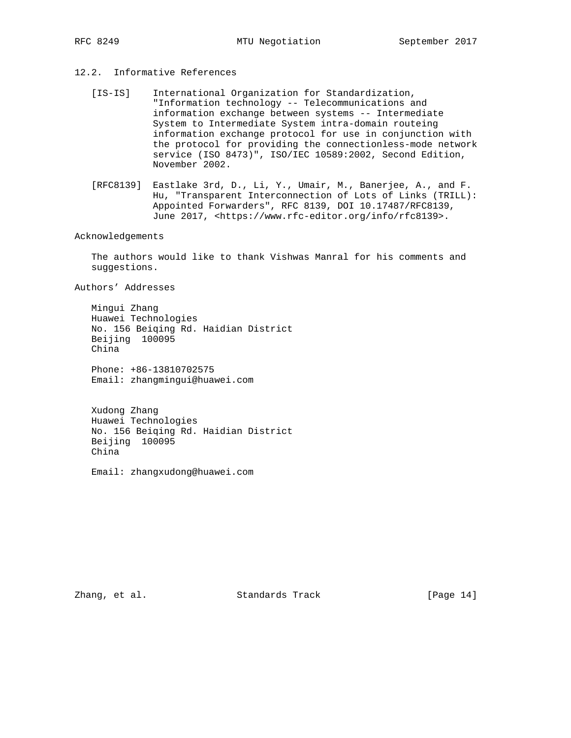### 12.2. Informative References

[IS-IS] International Organization for Standardization, "Information technology -- Telecommunications and information exchange between systems -- Intermediate System to Intermediate System intra-domain routeing information exchange protocol for use in conjunction with the protocol for providing the connectionless-mode network service (ISO 8473)", ISO/IEC 10589:2002, Second Edition, November 2002.

[RFC8139] Eastlake 3rd, D., Li, Y., Umair, M., Banerjee, A., and F. Hu, "Transparent Interconnection of Lots of Links (TRILL): Appointed Forwarders", RFC 8139, DOI 10.17487/RFC8139, June 2017, <https://www.rfc-editor.org/info/rfc8139>.

## Acknowledgements

The authors would like to thank Vishwas Manral for his comments and suggestions.

## Authors' Addresses

Mingui Zhang
Huawei Technologies
No. 156 Beiqing Rd. Haidian District
Beijing 100095
China

Phone: +86-13810702575
Email: zhangmingui@huawei.com

Xudong Zhang
Huawei Technologies
No. 156 Beiqing Rd. Haidian District
Beijing 100095
China

Email: zhangxudong@huawei.com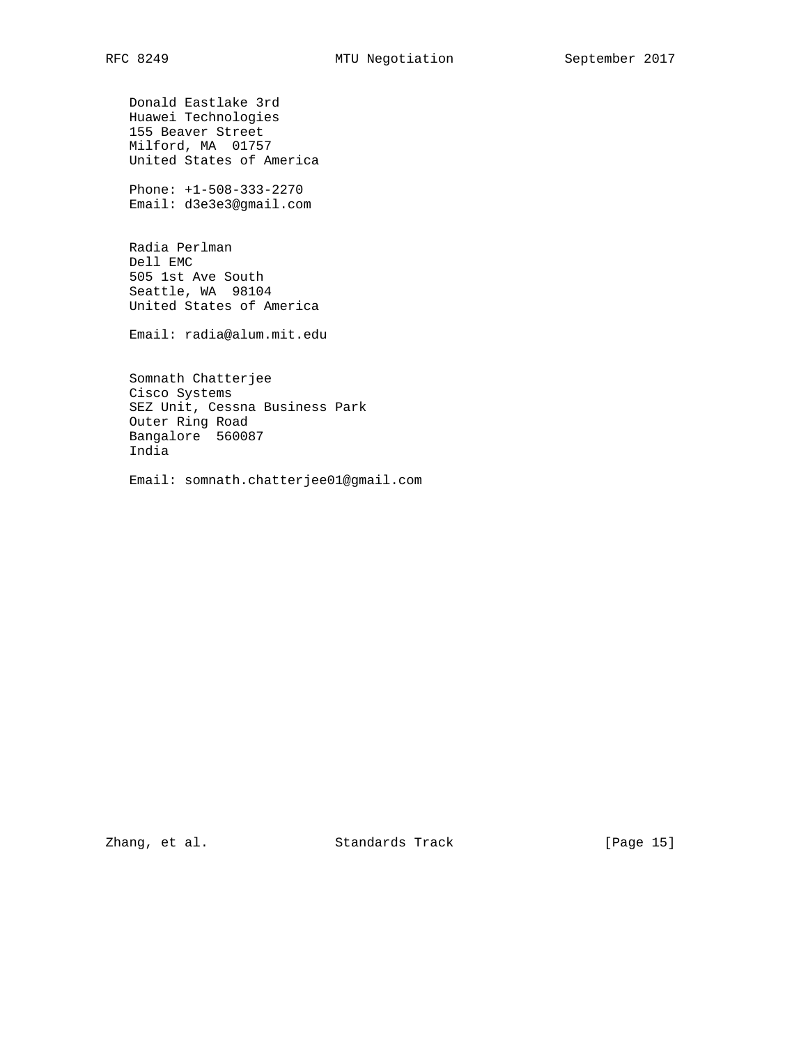Donald Eastlake 3rd
Huawei Technologies
155 Beaver Street
Milford, MA  01757
United States of America

Phone: +1-508-333-2270
Email: d3e3e3@gmail.com

Radia Perlman
Dell EMC
505 1st Ave South
Seattle, WA  98104
United States of America

Email: radia@alum.mit.edu

Somnath Chatterjee
Cisco Systems
SEZ Unit, Cessna Business Park
Outer Ring Road
Bangalore  560087
India

Email: somnath.chatterjee01@gmail.com